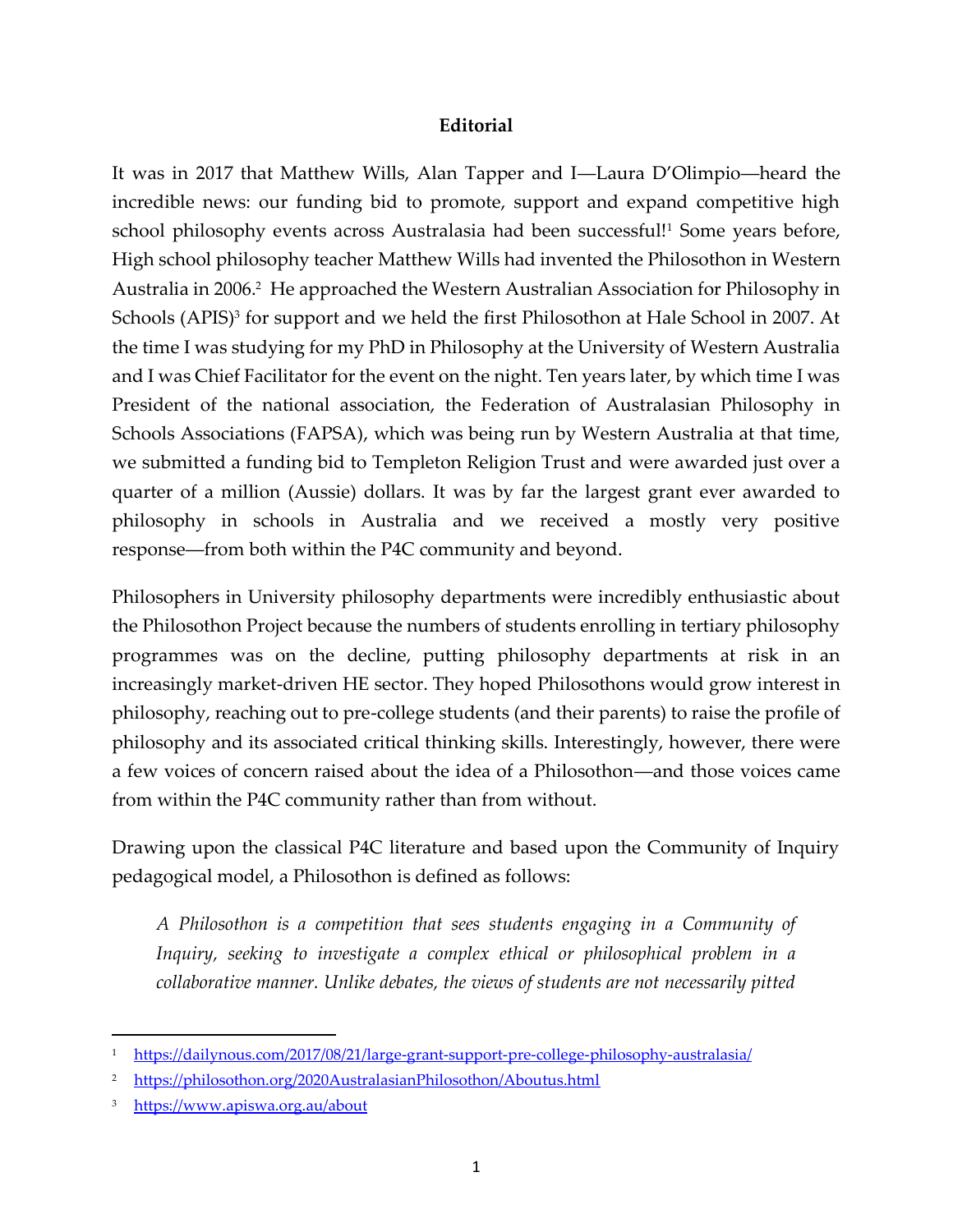**Editorial**

It was in 2017 that Matthew Wills, Alan Tapper and I—Laura D'Olimpio—heard the incredible news: our funding bid to promote, support and expand competitive high school philosophy events across Australasia had been successful![1] Some years before, High school philosophy teacher Matthew Wills had invented the Philosothon in Western Australia in 2006.[2] He approached the Western Australian Association for Philosophy in Schools (APIS)[3] for support and we held the first Philosothon at Hale School in 2007. At the time I was studying for my PhD in Philosophy at the University of Western Australia and I was Chief Facilitator for the event on the night. Ten years later, by which time I was President of the national association, the Federation of Australasian Philosophy in Schools Associations (FAPSA), which was being run by Western Australia at that time, we submitted a funding bid to Templeton Religion Trust and were awarded just over a quarter of a million (Aussie) dollars. It was by far the largest grant ever awarded to philosophy in schools in Australia and we received a mostly very positive response—from both within the P4C community and beyond.

Philosophers in University philosophy departments were incredibly enthusiastic about the Philosothon Project because the numbers of students enrolling in tertiary philosophy programmes was on the decline, putting philosophy departments at risk in an increasingly market-driven HE sector. They hoped Philosothons would grow interest in philosophy, reaching out to pre-college students (and their parents) to raise the profile of philosophy and its associated critical thinking skills. Interestingly, however, there were a few voices of concern raised about the idea of a Philosothon—and those voices came from within the P4C community rather than from without.

Drawing upon the classical P4C literature and based upon the Community of Inquiry pedagogical model, a Philosothon is defined as follows:

> *A Philosothon is a competition that sees students engaging in a Community of Inquiry, seeking to investigate a complex ethical or philosophical problem in a collaborative manner. Unlike debates, the views of students are not necessarily pitted*

---

[1] https://dailynous.com/2017/08/21/large-grant-support-pre-college-philosophy-australasia/

[2] https://philosothon.org/2020AustralasianPhilosothon/Aboutus.html

[3] https://www.apiswa.org.au/about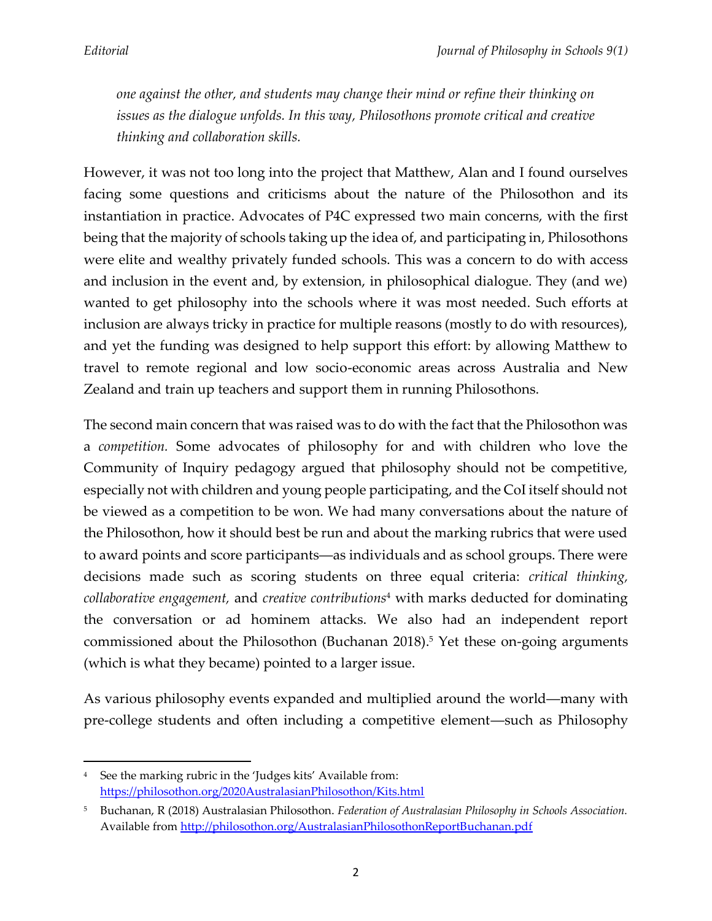*one against the other, and students may change their mind or refine their thinking on issues as the dialogue unfolds. In this way, Philosothons promote critical and creative thinking and collaboration skills.*

However, it was not too long into the project that Matthew, Alan and I found ourselves facing some questions and criticisms about the nature of the Philosothon and its instantiation in practice. Advocates of P4C expressed two main concerns, with the first being that the majority of schools taking up the idea of, and participating in, Philosothons were elite and wealthy privately funded schools. This was a concern to do with access and inclusion in the event and, by extension, in philosophical dialogue. They (and we) wanted to get philosophy into the schools where it was most needed. Such efforts at inclusion are always tricky in practice for multiple reasons (mostly to do with resources), and yet the funding was designed to help support this effort: by allowing Matthew to travel to remote regional and low socio-economic areas across Australia and New Zealand and train up teachers and support them in running Philosothons.

The second main concern that was raised was to do with the fact that the Philosothon was a *competition.* Some advocates of philosophy for and with children who love the Community of Inquiry pedagogy argued that philosophy should not be competitive, especially not with children and young people participating, and the CoI itself should not be viewed as a competition to be won. We had many conversations about the nature of the Philosothon, how it should best be run and about the marking rubrics that were used to award points and score participants—as individuals and as school groups. There were decisions made such as scoring students on three equal criteria: *critical thinking, collaborative engagement,* and *creative contributions*[4] with marks deducted for dominating the conversation or ad hominem attacks. We also had an independent report commissioned about the Philosothon (Buchanan 2018).[5] Yet these on-going arguments (which is what they became) pointed to a larger issue.

As various philosophy events expanded and multiplied around the world—many with pre-college students and often including a competitive element—such as Philosophy

---

[4] See the marking rubric in the 'Judges kits' Available from: https://philosothon.org/2020AustralasianPhilosothon/Kits.html

[5] Buchanan, R (2018) Australasian Philosothon. *Federation of Australasian Philosophy in Schools Association.* Available from http://philosothon.org/AustralasianPhilosothonReportBuchanan.pdf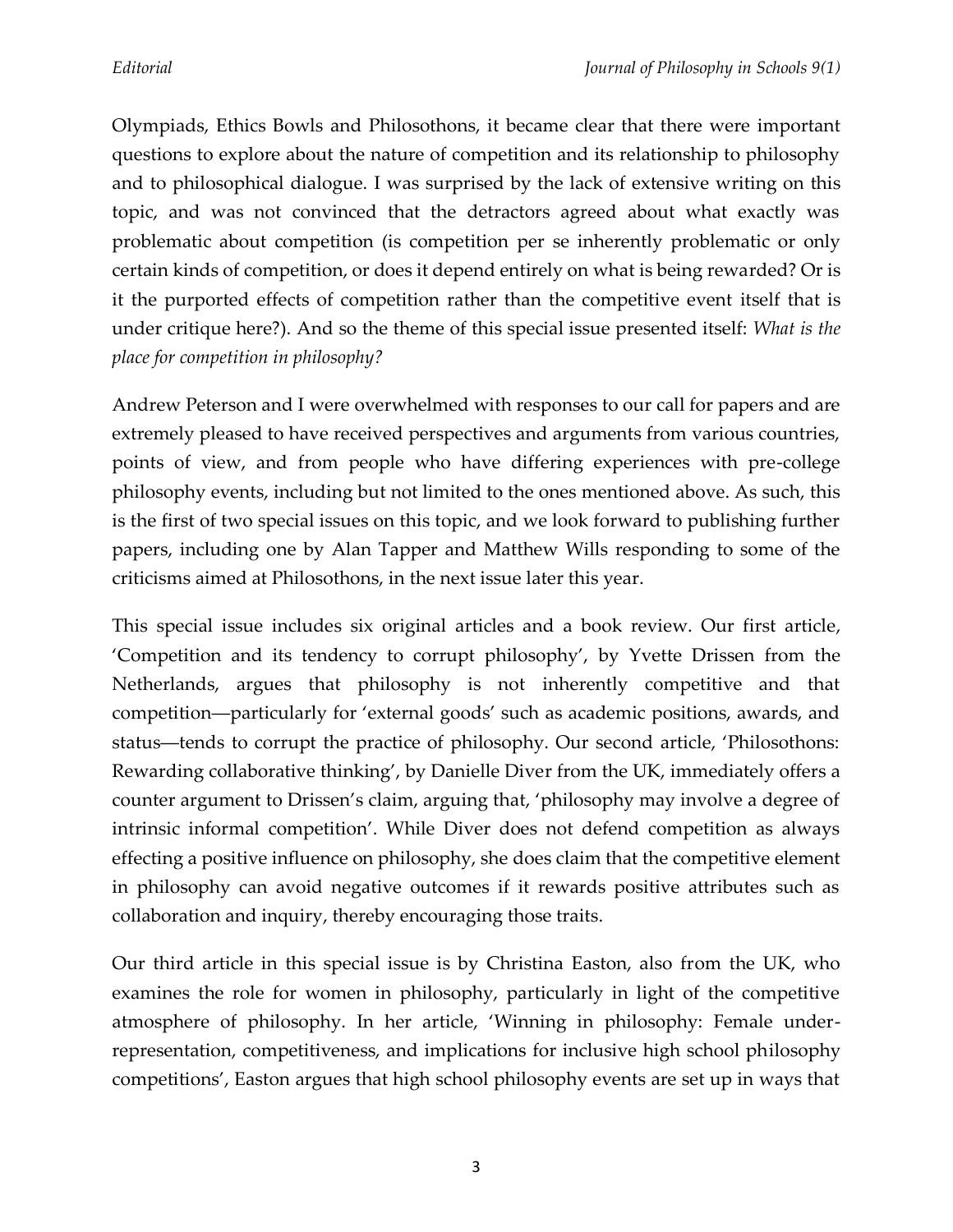Olympiads, Ethics Bowls and Philosothons, it became clear that there were important questions to explore about the nature of competition and its relationship to philosophy and to philosophical dialogue. I was surprised by the lack of extensive writing on this topic, and was not convinced that the detractors agreed about what exactly was problematic about competition (is competition per se inherently problematic or only certain kinds of competition, or does it depend entirely on what is being rewarded? Or is it the purported effects of competition rather than the competitive event itself that is under critique here?). And so the theme of this special issue presented itself: *What is the place for competition in philosophy?*

Andrew Peterson and I were overwhelmed with responses to our call for papers and are extremely pleased to have received perspectives and arguments from various countries, points of view, and from people who have differing experiences with pre-college philosophy events, including but not limited to the ones mentioned above. As such, this is the first of two special issues on this topic, and we look forward to publishing further papers, including one by Alan Tapper and Matthew Wills responding to some of the criticisms aimed at Philosothons, in the next issue later this year.

This special issue includes six original articles and a book review. Our first article, 'Competition and its tendency to corrupt philosophy', by Yvette Drissen from the Netherlands, argues that philosophy is not inherently competitive and that competition—particularly for 'external goods' such as academic positions, awards, and status—tends to corrupt the practice of philosophy. Our second article, 'Philosothons: Rewarding collaborative thinking', by Danielle Diver from the UK, immediately offers a counter argument to Drissen's claim, arguing that, 'philosophy may involve a degree of intrinsic informal competition'. While Diver does not defend competition as always effecting a positive influence on philosophy, she does claim that the competitive element in philosophy can avoid negative outcomes if it rewards positive attributes such as collaboration and inquiry, thereby encouraging those traits.

Our third article in this special issue is by Christina Easton, also from the UK, who examines the role for women in philosophy, particularly in light of the competitive atmosphere of philosophy. In her article, 'Winning in philosophy: Female under-representation, competitiveness, and implications for inclusive high school philosophy competitions', Easton argues that high school philosophy events are set up in ways that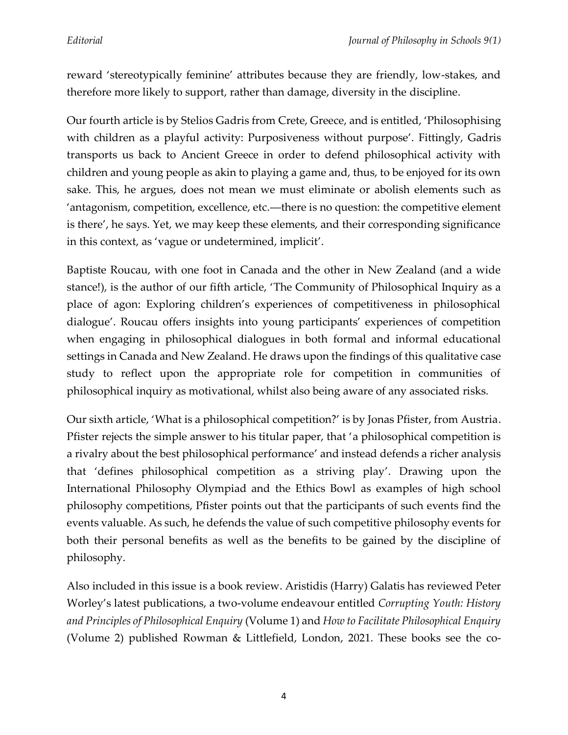reward 'stereotypically feminine' attributes because they are friendly, low-stakes, and therefore more likely to support, rather than damage, diversity in the discipline.

Our fourth article is by Stelios Gadris from Crete, Greece, and is entitled, 'Philosophising with children as a playful activity: Purposiveness without purpose'. Fittingly, Gadris transports us back to Ancient Greece in order to defend philosophical activity with children and young people as akin to playing a game and, thus, to be enjoyed for its own sake. This, he argues, does not mean we must eliminate or abolish elements such as 'antagonism, competition, excellence, etc.—there is no question: the competitive element is there', he says. Yet, we may keep these elements, and their corresponding significance in this context, as 'vague or undetermined, implicit'.

Baptiste Roucau, with one foot in Canada and the other in New Zealand (and a wide stance!), is the author of our fifth article, 'The Community of Philosophical Inquiry as a place of agon: Exploring children's experiences of competitiveness in philosophical dialogue'. Roucau offers insights into young participants' experiences of competition when engaging in philosophical dialogues in both formal and informal educational settings in Canada and New Zealand. He draws upon the findings of this qualitative case study to reflect upon the appropriate role for competition in communities of philosophical inquiry as motivational, whilst also being aware of any associated risks.

Our sixth article, 'What is a philosophical competition?' is by Jonas Pfister, from Austria. Pfister rejects the simple answer to his titular paper, that 'a philosophical competition is a rivalry about the best philosophical performance' and instead defends a richer analysis that 'defines philosophical competition as a striving play'. Drawing upon the International Philosophy Olympiad and the Ethics Bowl as examples of high school philosophy competitions, Pfister points out that the participants of such events find the events valuable. As such, he defends the value of such competitive philosophy events for both their personal benefits as well as the benefits to be gained by the discipline of philosophy.

Also included in this issue is a book review. Aristidis (Harry) Galatis has reviewed Peter Worley's latest publications, a two-volume endeavour entitled *Corrupting Youth: History and Principles of Philosophical Enquiry* (Volume 1) and *How to Facilitate Philosophical Enquiry* (Volume 2) published Rowman & Littlefield, London, 2021. These books see the co-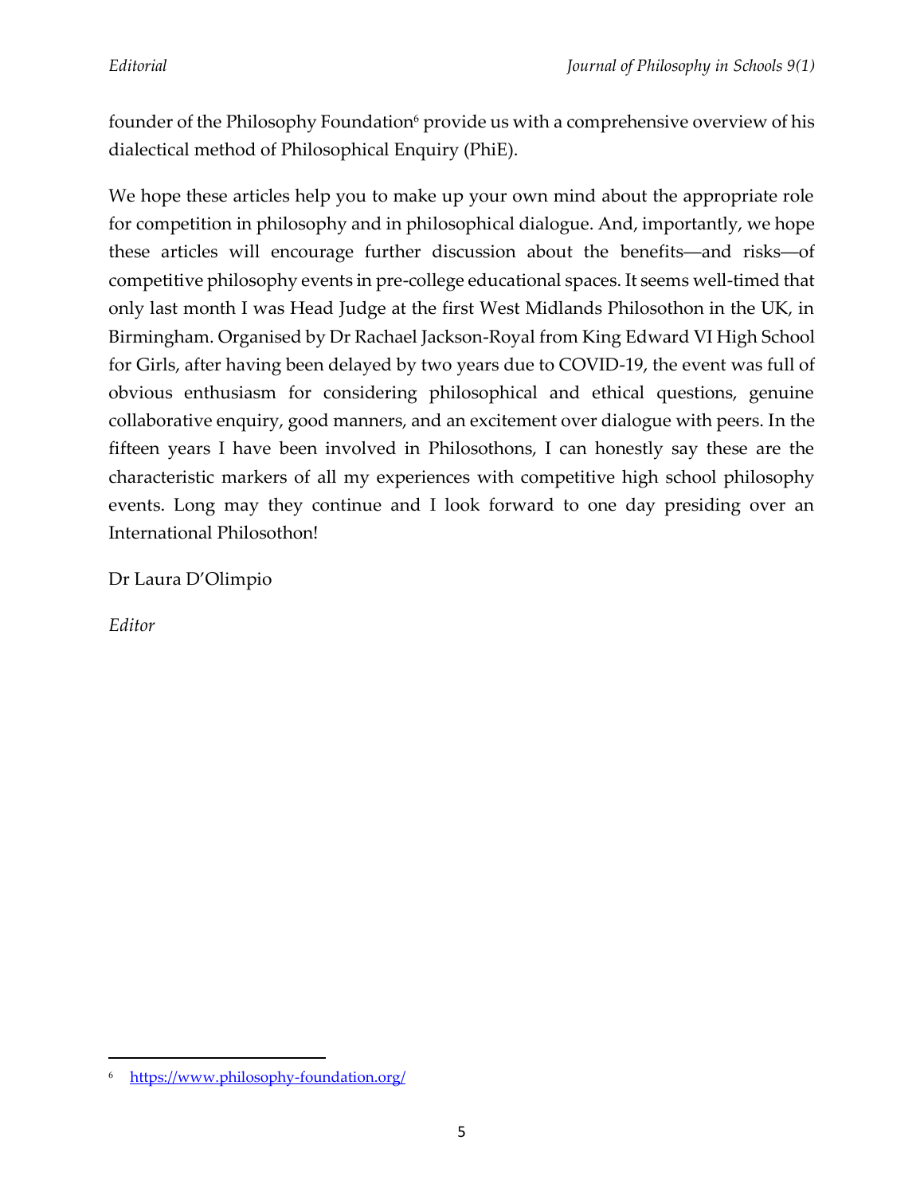founder of the Philosophy Foundation[6] provide us with a comprehensive overview of his dialectical method of Philosophical Enquiry (PhiE).

We hope these articles help you to make up your own mind about the appropriate role for competition in philosophy and in philosophical dialogue. And, importantly, we hope these articles will encourage further discussion about the benefits—and risks—of competitive philosophy events in pre-college educational spaces. It seems well-timed that only last month I was Head Judge at the first West Midlands Philosothon in the UK, in Birmingham. Organised by Dr Rachael Jackson-Royal from King Edward VI High School for Girls, after having been delayed by two years due to COVID-19, the event was full of obvious enthusiasm for considering philosophical and ethical questions, genuine collaborative enquiry, good manners, and an excitement over dialogue with peers. In the fifteen years I have been involved in Philosothons, I can honestly say these are the characteristic markers of all my experiences with competitive high school philosophy events. Long may they continue and I look forward to one day presiding over an International Philosothon!

Dr Laura D'Olimpio

*Editor*

---

[6] https://www.philosophy-foundation.org/